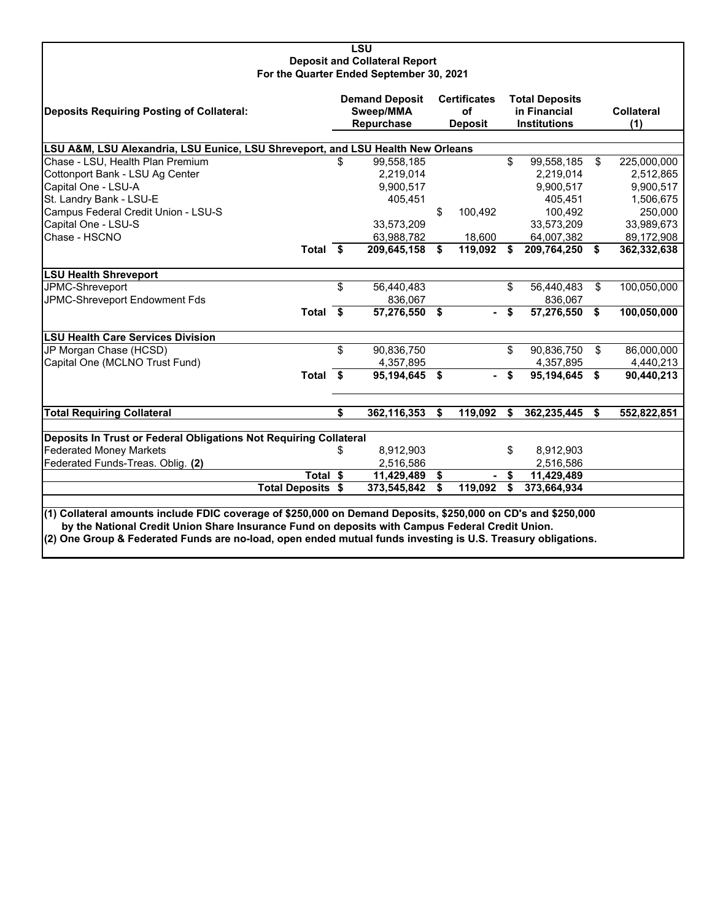# LSU

## Deposit and Collateral Report

### For the Quarter Ended September 30, 2021

| Deposits Requiring Posting of Collateral: | Demand Deposit Sweep/MMA Repurchase | Certificates of Deposit | Total Deposits in Financial Institutions | Collateral (1) |
|---|---|---|---|---|
| **LSU A&M, LSU Alexandria, LSU Eunice, LSU Shreveport, and LSU Health New Orleans** | | | | |
| Chase - LSU, Health Plan Premium | $ 99,558,185 | | $ 99,558,185 | $ 225,000,000 |
| Cottonport Bank - LSU Ag Center | 2,219,014 | | 2,219,014 | 2,512,865 |
| Capital One - LSU-A | 9,900,517 | | 9,900,517 | 9,900,517 |
| St. Landry Bank - LSU-E | 405,451 | | 405,451 | 1,506,675 |
| Campus Federal Credit Union - LSU-S | | $ 100,492 | 100,492 | 250,000 |
| Capital One - LSU-S | 33,573,209 | | 33,573,209 | 33,989,673 |
| Chase - HSCNO | 63,988,782 | 18,600 | 64,007,382 | 89,172,908 |
| **Total** | **$ 209,645,158** | **$ 119,092** | **$ 209,764,250** | **$ 362,332,638** |
| **LSU Health Shreveport** | | | | |
| JPMC-Shreveport | $ 56,440,483 | | $ 56,440,483 | $ 100,050,000 |
| JPMC-Shreveport Endowment Fds | 836,067 | | 836,067 | |
| **Total** | **$ 57,276,550** | **$ -** | **$ 57,276,550** | **$ 100,050,000** |
| **LSU Health Care Services Division** | | | | |
| JP Morgan Chase (HCSD) | $ 90,836,750 | | $ 90,836,750 | $ 86,000,000 |
| Capital One (MCLNO Trust Fund) | 4,357,895 | | 4,357,895 | 4,440,213 |
| **Total** | **$ 95,194,645** | **$ -** | **$ 95,194,645** | **$ 90,440,213** |
| **Total Requiring Collateral** | **$ 362,116,353** | **$ 119,092** | **$ 362,235,445** | **$ 552,822,851** |
| **Deposits In Trust or Federal Obligations Not Requiring Collateral** | | | | |
| Federated Money Markets | $ 8,912,903 | | $ 8,912,903 | |
| Federated Funds-Treas. Oblig. **(2)** | 2,516,586 | | 2,516,586 | |
| **Total** | **$ 11,429,489** | **$ -** | **$ 11,429,489** | |
| **Total Deposits** | **$ 373,545,842** | **$ 119,092** | **$ 373,664,934** | |

**(1) Collateral amounts include FDIC coverage of $250,000 on Demand Deposits, $250,000 on CD's and $250,000 by the National Credit Union Share Insurance Fund on deposits with Campus Federal Credit Union.**

**(2) One Group & Federated Funds are no-load, open ended mutual funds investing is U.S. Treasury obligations.**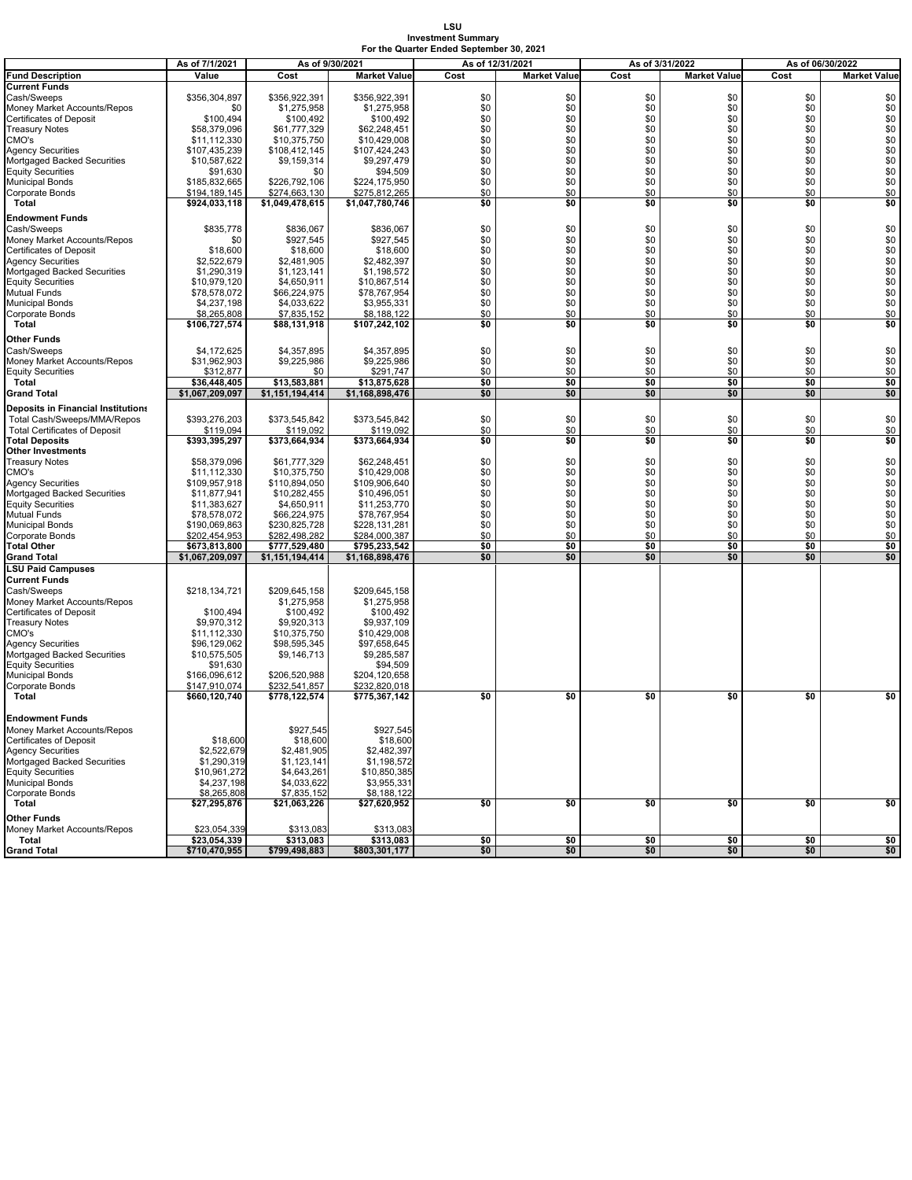**LSU**
**Investment Summary**
**For the Quarter Ended September 30, 2021**

| | As of 7/1/2021 | As of 9/30/2021 | | As of 12/31/2021 | | As of 3/31/2022 | | As of 06/30/2022 | |
|---|---|---|---|---|---|---|---|---|---|
| **Fund Description** | **Value** | **Cost** | **Market Value** | **Cost** | **Market Value** | **Cost** | **Market Value** | **Cost** | **Market Value** |
| **Current Funds** | | | | | | | | | |
| Cash/Sweeps | $356,304,897 | $356,922,391 | $356,922,391 | $0 | $0 | $0 | $0 | $0 | $0 |
| Money Market Accounts/Repos | $0 | $1,275,958 | $1,275,958 | $0 | $0 | $0 | $0 | $0 | $0 |
| Certificates of Deposit | $100,494 | $100,492 | $100,492 | $0 | $0 | $0 | $0 | $0 | $0 |
| Treasury Notes | $58,379,096 | $61,777,329 | $62,248,451 | $0 | $0 | $0 | $0 | $0 | $0 |
| CMO's | $11,112,330 | $10,375,750 | $10,429,008 | $0 | $0 | $0 | $0 | $0 | $0 |
| Agency Securities | $107,435,239 | $108,412,145 | $107,424,243 | $0 | $0 | $0 | $0 | $0 | $0 |
| Mortgaged Backed Securities | $10,587,622 | $9,159,314 | $9,297,479 | $0 | $0 | $0 | $0 | $0 | $0 |
| Equity Securities | $91,630 | $0 | $94,509 | $0 | $0 | $0 | $0 | $0 | $0 |
| Municipal Bonds | $185,832,665 | $226,792,106 | $224,175,950 | $0 | $0 | $0 | $0 | $0 | $0 |
| Corporate Bonds | $194,189,145 | $274,663,130 | $275,812,265 | $0 | $0 | $0 | $0 | $0 | $0 |
| **Total** | **$924,033,118** | **$1,049,478,615** | **$1,047,780,746** | **$0** | **$0** | **$0** | **$0** | **$0** | **$0** |
| **Endowment Funds** | | | | | | | | | |
| Cash/Sweeps | $835,778 | $836,067 | $836,067 | $0 | $0 | $0 | $0 | $0 | $0 |
| Money Market Accounts/Repos | $0 | $927,545 | $927,545 | $0 | $0 | $0 | $0 | $0 | $0 |
| Certificates of Deposit | $18,600 | $18,600 | $18,600 | $0 | $0 | $0 | $0 | $0 | $0 |
| Agency Securities | $2,522,679 | $2,481,905 | $2,482,397 | $0 | $0 | $0 | $0 | $0 | $0 |
| Mortgaged Backed Securities | $1,290,319 | $1,123,141 | $1,198,572 | $0 | $0 | $0 | $0 | $0 | $0 |
| Equity Securities | $10,979,120 | $4,650,911 | $10,867,514 | $0 | $0 | $0 | $0 | $0 | $0 |
| Mutual Funds | $78,578,072 | $66,224,975 | $78,767,954 | $0 | $0 | $0 | $0 | $0 | $0 |
| Municipal Bonds | $4,237,198 | $4,033,622 | $3,955,331 | $0 | $0 | $0 | $0 | $0 | $0 |
| Corporate Bonds | $8,265,808 | $7,835,152 | $8,188,122 | $0 | $0 | $0 | $0 | $0 | $0 |
| **Total** | **$106,727,574** | **$88,131,918** | **$107,242,102** | **$0** | **$0** | **$0** | **$0** | **$0** | **$0** |
| **Other Funds** | | | | | | | | | |
| Cash/Sweeps | $4,172,625 | $4,357,895 | $4,357,895 | $0 | $0 | $0 | $0 | $0 | $0 |
| Money Market Accounts/Repos | $31,962,903 | $9,225,986 | $9,225,986 | $0 | $0 | $0 | $0 | $0 | $0 |
| Equity Securities | $312,877 | $0 | $291,747 | $0 | $0 | $0 | $0 | $0 | $0 |
| **Total** | **$36,448,405** | **$13,583,881** | **$13,875,628** | **$0** | **$0** | **$0** | **$0** | **$0** | **$0** |
| **Grand Total** | **$1,067,209,097** | **$1,151,194,414** | **$1,168,898,476** | **$0** | **$0** | **$0** | **$0** | **$0** | **$0** |
| **Deposits in Financial Institutions** | | | | | | | | | |
| Total Cash/Sweeps/MMA/Repos | $393,276,203 | $373,545,842 | $373,545,842 | $0 | $0 | $0 | $0 | $0 | $0 |
| Total Certificates of Deposit | $119,094 | $119,092 | $119,092 | $0 | $0 | $0 | $0 | $0 | $0 |
| **Total Deposits** | **$393,395,297** | **$373,664,934** | **$373,664,934** | **$0** | **$0** | **$0** | **$0** | **$0** | **$0** |
| **Other Investments** | | | | | | | | | |
| Treasury Notes | $58,379,096 | $61,777,329 | $62,248,451 | $0 | $0 | $0 | $0 | $0 | $0 |
| CMO's | $11,112,330 | $10,375,750 | $10,429,008 | $0 | $0 | $0 | $0 | $0 | $0 |
| Agency Securities | $109,957,918 | $110,894,050 | $109,906,640 | $0 | $0 | $0 | $0 | $0 | $0 |
| Mortgaged Backed Securities | $11,877,941 | $10,282,455 | $10,496,051 | $0 | $0 | $0 | $0 | $0 | $0 |
| Equity Securities | $11,383,627 | $4,650,911 | $11,253,770 | $0 | $0 | $0 | $0 | $0 | $0 |
| Mutual Funds | $78,578,072 | $66,224,975 | $78,767,954 | $0 | $0 | $0 | $0 | $0 | $0 |
| Municipal Bonds | $190,069,863 | $230,825,728 | $228,131,281 | $0 | $0 | $0 | $0 | $0 | $0 |
| Corporate Bonds | $202,454,953 | $282,498,282 | $284,000,387 | $0 | $0 | $0 | $0 | $0 | $0 |
| **Total Other** | **$673,813,800** | **$777,529,480** | **$795,233,542** | **$0** | **$0** | **$0** | **$0** | **$0** | **$0** |
| **Grand Total** | **$1,067,209,097** | **$1,151,194,414** | **$1,168,898,476** | **$0** | **$0** | **$0** | **$0** | **$0** | **$0** |
| **LSU Paid Campuses** | | | | | | | | | |
| **Current Funds** | | | | | | | | | |
| Cash/Sweeps | $218,134,721 | $209,645,158 | $209,645,158 | | | | | | |
| Money Market Accounts/Repos | | $1,275,958 | $1,275,958 | | | | | | |
| Certificates of Deposit | $100,494 | $100,492 | $100,492 | | | | | | |
| Treasury Notes | $9,970,312 | $9,920,313 | $9,937,109 | | | | | | |
| CMO's | $11,112,330 | $10,375,750 | $10,429,008 | | | | | | |
| Agency Securities | $96,129,062 | $98,595,345 | $97,658,645 | | | | | | |
| Mortgaged Backed Securities | $10,575,505 | $9,146,713 | $9,285,587 | | | | | | |
| Equity Securities | $91,630 | | $94,509 | | | | | | |
| Municipal Bonds | $166,096,612 | $206,520,988 | $204,120,658 | | | | | | |
| Corporate Bonds | $147,910,074 | $232,541,857 | $232,820,018 | | | | | | |
| **Total** | **$660,120,740** | **$778,122,574** | **$775,367,142** | **$0** | **$0** | **$0** | **$0** | **$0** | **$0** |
| **Endowment Funds** | | | | | | | | | |
| Money Market Accounts/Repos | | $927,545 | $927,545 | | | | | | |
| Certificates of Deposit | $18,600 | $18,600 | $18,600 | | | | | | |
| Agency Securities | $2,522,679 | $2,481,905 | $2,482,397 | | | | | | |
| Mortgaged Backed Securities | $1,290,319 | $1,123,141 | $1,198,572 | | | | | | |
| Equity Securities | $10,961,272 | $4,643,261 | $10,850,385 | | | | | | |
| Municipal Bonds | $4,237,198 | $4,033,622 | $3,955,331 | | | | | | |
| Corporate Bonds | $8,265,808 | $7,835,152 | $8,188,122 | | | | | | |
| **Total** | **$27,295,876** | **$21,063,226** | **$27,620,952** | **$0** | **$0** | **$0** | **$0** | **$0** | **$0** |
| **Other Funds** | | | | | | | | | |
| Money Market Accounts/Repos | $23,054,339 | $313,083 | $313,083 | | | | | | |
| **Total** | **$23,054,339** | **$313,083** | **$313,083** | **$0** | **$0** | **$0** | **$0** | **$0** | **$0** |
| **Grand Total** | **$710,470,955** | **$799,498,883** | **$803,301,177** | **$0** | **$0** | **$0** | **$0** | **$0** | **$0** |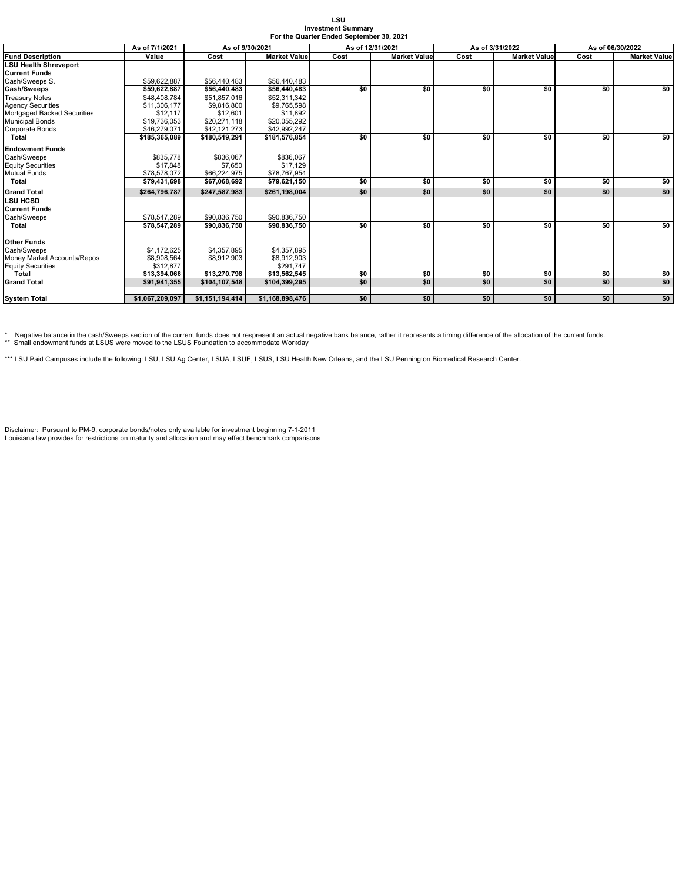# LSU
## Investment Summary
### For the Quarter Ended September 30, 2021

| | As of 7/1/2021 | As of 9/30/2021 | | As of 12/31/2021 | | As of 3/31/2022 | | As of 06/30/2022 | |
|---|---|---|---|---|---|---|---|---|---|
| **Fund Description** | **Value** | **Cost** | **Market Value** | **Cost** | **Market Value** | **Cost** | **Market Value** | **Cost** | **Market Value** |
| **LSU Health Shreveport** | | | | | | | | | |
| **Current Funds** | | | | | | | | | |
| Cash/Sweeps S. | $59,622,887 | $56,440,483 | $56,440,483 | | | | | | |
| **Cash/Sweeps** | **$59,622,887** | **$56,440,483** | **$56,440,483** | **$0** | **$0** | **$0** | **$0** | **$0** | **$0** |
| Treasury Notes | $48,408,784 | $51,857,016 | $52,311,342 | | | | | | |
| Agency Securities | $11,306,177 | $9,816,800 | $9,765,598 | | | | | | |
| Mortgaged Backed Securities | $12,117 | $12,601 | $11,892 | | | | | | |
| Municipal Bonds | $19,736,053 | $20,271,118 | $20,055,292 | | | | | | |
| Corporate Bonds | $46,279,071 | $42,121,273 | $42,992,247 | | | | | | |
| **Total** | **$185,365,089** | **$180,519,291** | **$181,576,854** | **$0** | **$0** | **$0** | **$0** | **$0** | **$0** |
| **Endowment Funds** | | | | | | | | | |
| Cash/Sweeps | $835,778 | $836,067 | $836,067 | | | | | | |
| Equity Securities | $17,848 | $7,650 | $17,129 | | | | | | |
| Mutual Funds | $78,578,072 | $66,224,975 | $78,767,954 | | | | | | |
| **Total** | **$79,431,698** | **$67,068,692** | **$79,621,150** | **$0** | **$0** | **$0** | **$0** | **$0** | **$0** |
| **Grand Total** | **$264,796,787** | **$247,587,983** | **$261,198,004** | **$0** | **$0** | **$0** | **$0** | **$0** | **$0** |
| **LSU HCSD** | | | | | | | | | |
| **Current Funds** | | | | | | | | | |
| Cash/Sweeps | $78,547,289 | $90,836,750 | $90,836,750 | | | | | | |
| **Total** | **$78,547,289** | **$90,836,750** | **$90,836,750** | **$0** | **$0** | **$0** | **$0** | **$0** | **$0** |
| **Other Funds** | | | | | | | | | |
| Cash/Sweeps | $4,172,625 | $4,357,895 | $4,357,895 | | | | | | |
| Money Market Accounts/Repos | $8,908,564 | $8,912,903 | $8,912,903 | | | | | | |
| Equity Securities | $312,877 | | $291,747 | | | | | | |
| **Total** | **$13,394,066** | **$13,270,798** | **$13,562,545** | **$0** | **$0** | **$0** | **$0** | **$0** | **$0** |
| **Grand Total** | **$91,941,355** | **$104,107,548** | **$104,399,295** | **$0** | **$0** | **$0** | **$0** | **$0** | **$0** |
| **System Total** | **$1,067,209,097** | **$1,151,194,414** | **$1,168,898,476** | **$0** | **$0** | **$0** | **$0** | **$0** | **$0** |

\* Negative balance in the cash/Sweeps section of the current funds does not respresent an actual negative bank balance, rather it represents a timing difference of the allocation of the current funds.
\** Small endowment funds at LSUS were moved to the LSUS Foundation to accommodate Workday

\*** LSU Paid Campuses include the following: LSU, LSU Ag Center, LSUA, LSUE, LSUS, LSU Health New Orleans, and the LSU Pennington Biomedical Research Center.

Disclaimer: Pursuant to PM-9, corporate bonds/notes only available for investment beginning 7-1-2011
Louisiana law provides for restrictions on maturity and allocation and may effect benchmark comparisons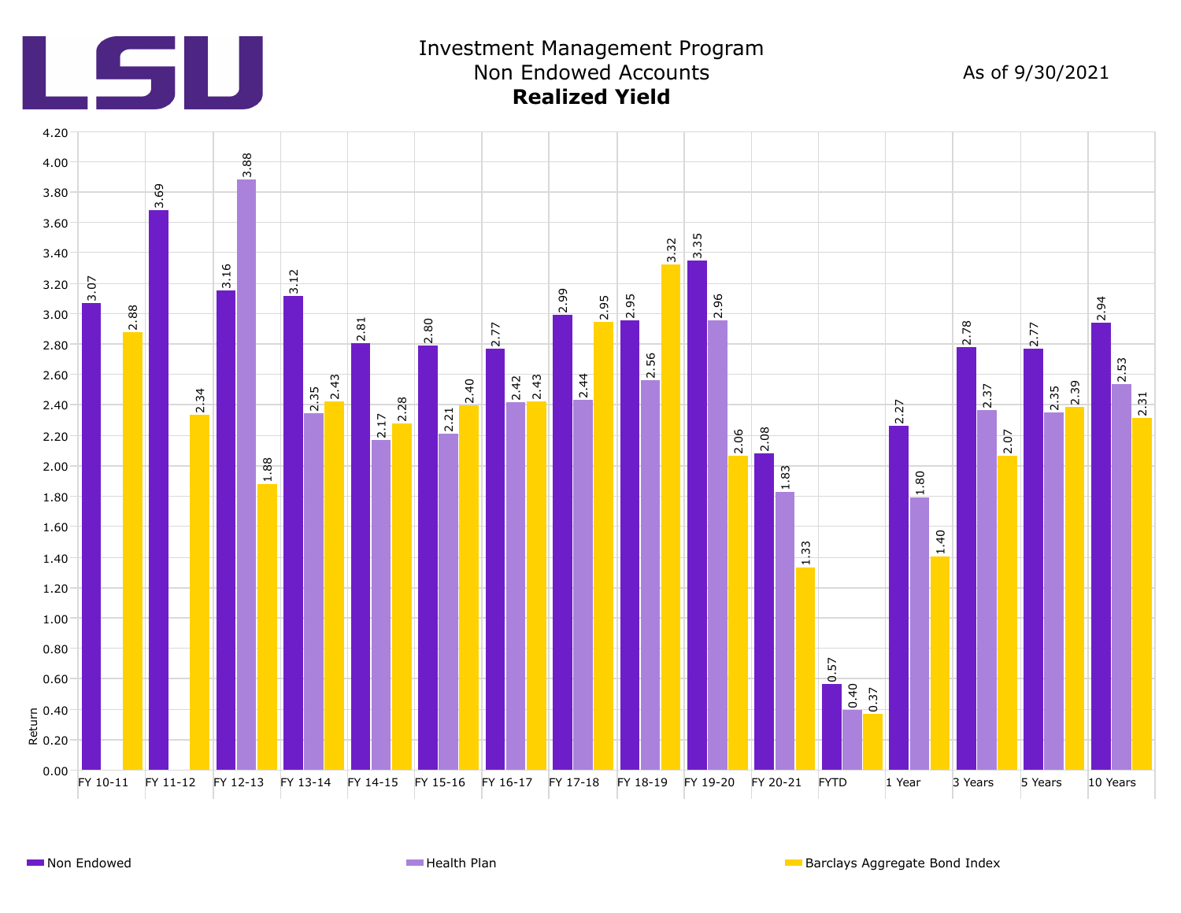LSU

# Investment Management Program
## Non Endowed Accounts
## **Realized Yield**

As of 9/30/2021

| Period | Non Endowed | Health Plan | Barclays Aggregate Bond Index |
|---|---|---|---|
| FY 10-11 | 3.07 | | 2.88 |
| FY 11-12 | 3.69 | | 2.34 |
| FY 12-13 | 3.16 | 3.88 | 1.88 |
| FY 13-14 | 3.12 | 2.35 | 2.43 |
| FY 14-15 | 2.81 | 2.17 | 2.28 |
| FY 15-16 | 2.80 | 2.21 | 2.40 |
| FY 16-17 | 2.77 | 2.42 | 2.43 |
| FY 17-18 | 2.99 | 2.44 | 2.95 |
| FY 18-19 | 2.95 | 2.56 | 3.32 |
| FY 19-20 | 3.35 | 2.96 | 2.06 |
| FY 20-21 | 2.08 | 1.83 | 1.33 |
| FYTD | 0.57 | 0.40 | 0.37 |
| 1 Year | 2.27 | 1.80 | 1.40 |
| 3 Years | 2.78 | 2.37 | 2.07 |
| 5 Years | 2.77 | 2.35 | 2.39 |
| 10 Years | 2.94 | 2.53 | 2.31 |

Return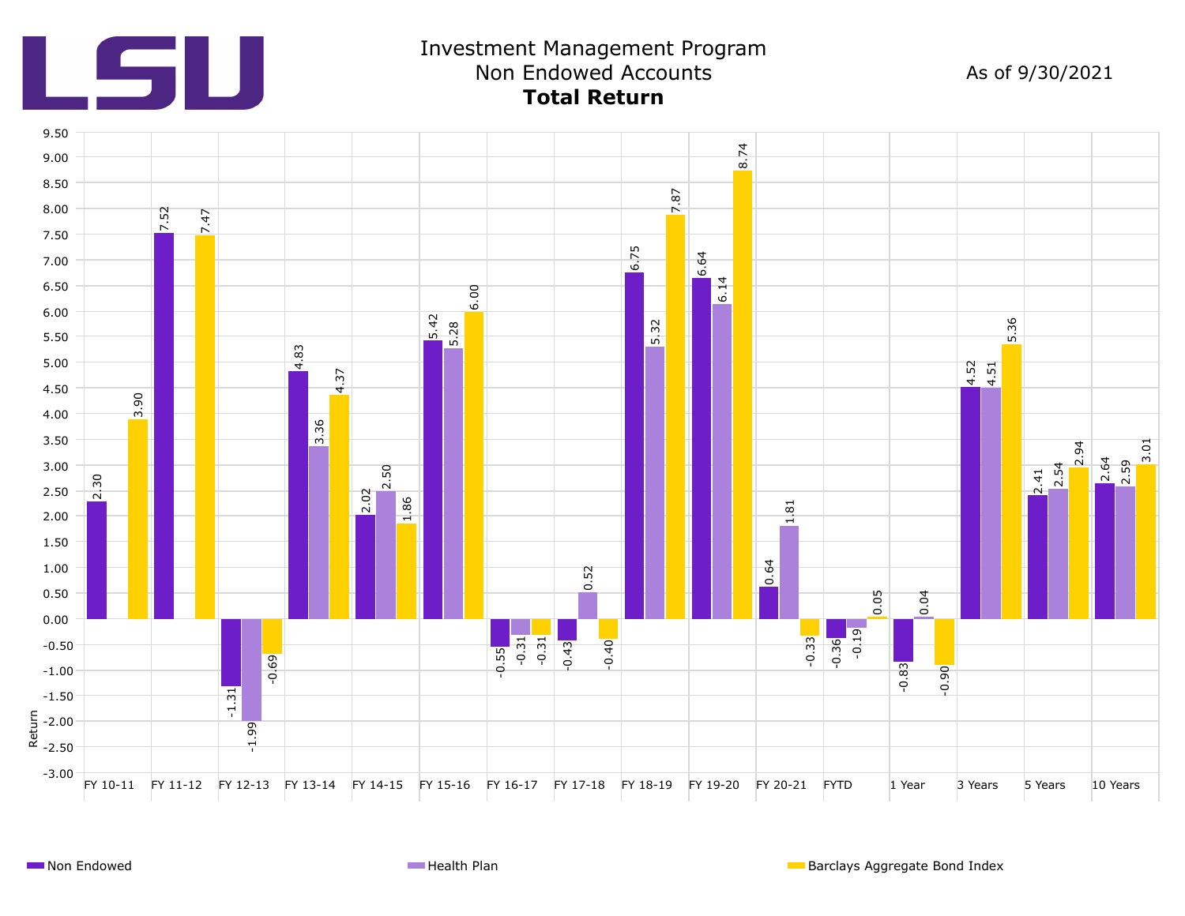# Investment Management Program

## Non Endowed Accounts

**Total Return**

As of 9/30/2021

| Period | Non Endowed | Health Plan | Barclays Aggregate Bond Index |
| --- | --- | --- | --- |
| FY 10-11 | 2.30 | | 3.90 |
| FY 11-12 | 7.52 | | 7.47 |
| FY 12-13 | -1.31 | -1.99 | -0.69 |
| FY 13-14 | 4.83 | 3.36 | 4.37 |
| FY 14-15 | 2.02 | 2.50 | 1.86 |
| FY 15-16 | 5.42 | 5.28 | 6.00 |
| FY 16-17 | -0.55 | -0.31 | -0.31 |
| FY 17-18 | -0.43 | 0.52 | -0.40 |
| FY 18-19 | 6.75 | 5.32 | 7.87 |
| FY 19-20 | 6.64 | 6.14 | 8.74 |
| FY 20-21 | 0.64 | 1.81 | -0.33 |
| FYTD | -0.36 | -0.19 | 0.05 |
| 1 Year | -0.83 | 0.04 | -0.90 |
| 3 Years | 4.52 | 4.51 | 5.36 |
| 5 Years | 2.41 | 2.54 | 2.94 |
| 10 Years | 2.64 | 2.59 | 3.01 |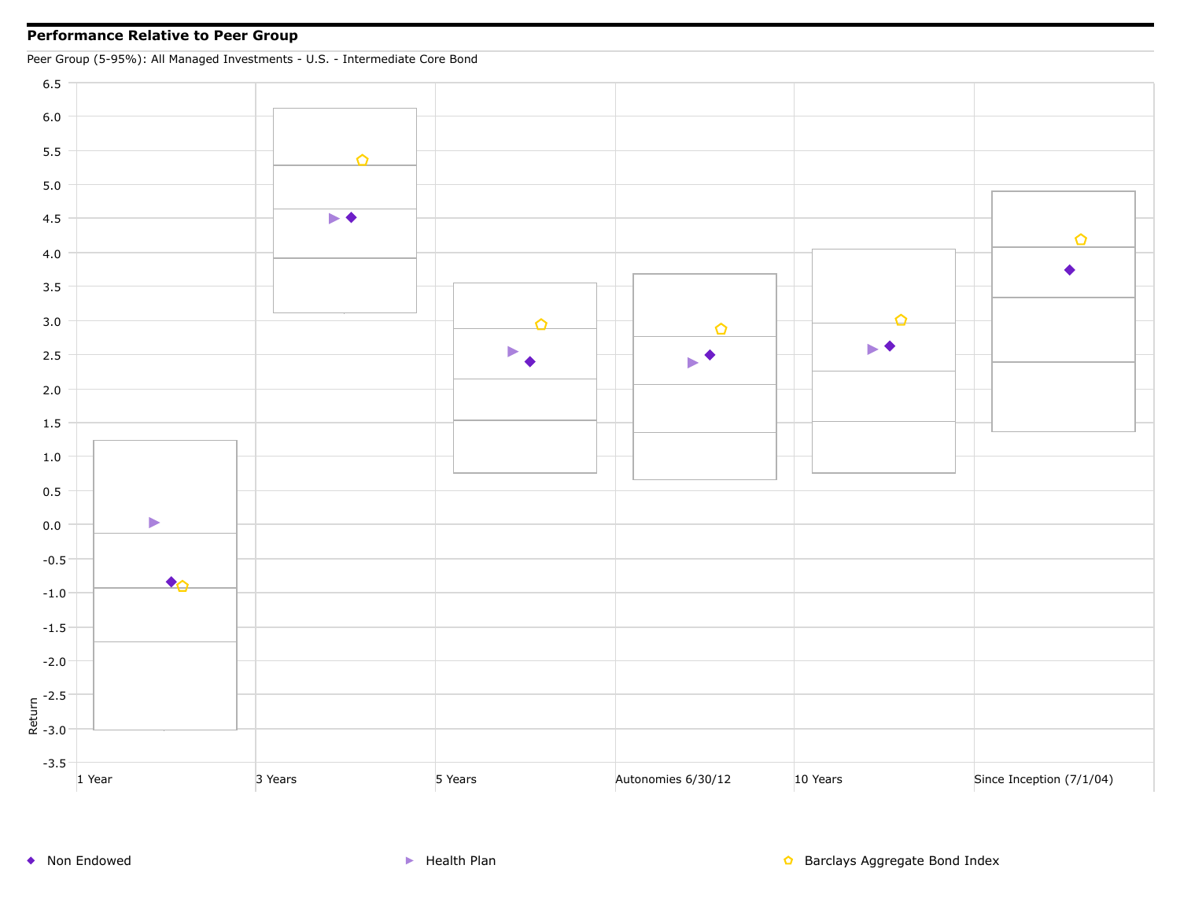## Performance Relative to Peer Group

Peer Group (5-95%): All Managed Investments - U.S. - Intermediate Core Bond

Return

6.5
6.0
5.5
5.0
4.5
4.0
3.5
3.0
2.5
2.0
1.5
1.0
0.5
0.0
-0.5
-1.0
-1.5
-2.0
-2.5
-3.0
-3.5

1 Year | 3 Years | 5 Years | Autonomies 6/30/12 | 10 Years | Since Inception (7/1/04)

- Non Endowed
- Health Plan
- Barclays Aggregate Bond Index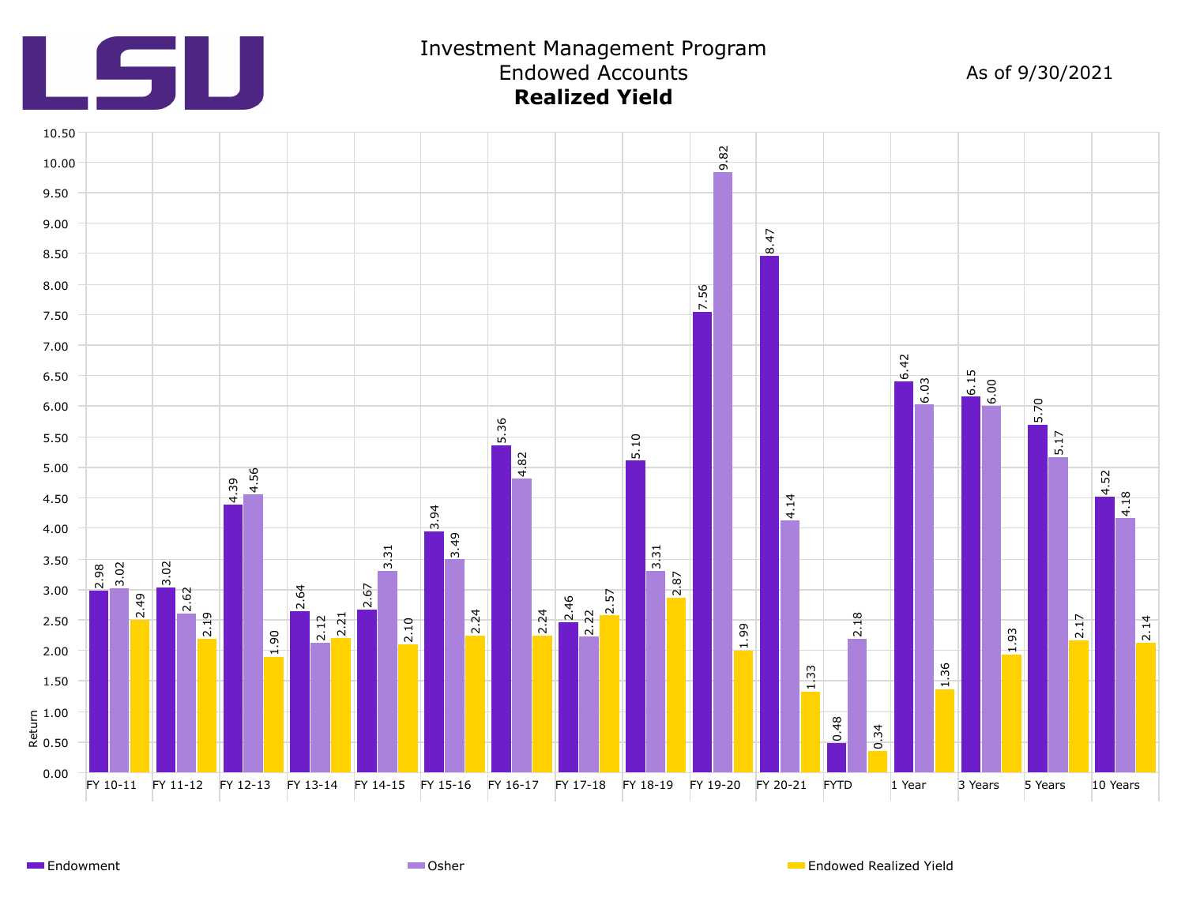LSU

# Investment Management Program
## Endowed Accounts
## **Realized Yield**

As of 9/30/2021

| Period | Endowment | Osher | Endowed Realized Yield |
| --- | --- | --- | --- |
| FY 10-11 | 2.98 | 3.02 | 2.49 |
| FY 11-12 | 3.02 | 2.62 | 2.19 |
| FY 12-13 | 4.39 | 4.56 | 1.90 |
| FY 13-14 | 2.64 | 2.12 | 2.21 |
| FY 14-15 | 2.67 | 3.31 | 2.10 |
| FY 15-16 | 3.94 | 3.49 | 2.24 |
| FY 16-17 | 5.36 | 4.82 | 2.24 |
| FY 17-18 | 2.46 | 2.22 | 2.57 |
| FY 18-19 | 5.10 | 3.31 | 2.87 |
| FY 19-20 | 7.56 | 9.82 | 1.99 |
| FY 20-21 | 8.47 | 4.14 | 1.33 |
| FYTD | 0.48 | 2.18 | 0.34 |
| 1 Year | 6.42 | 6.03 | 1.36 |
| 3 Years | 6.15 | 6.00 | 1.93 |
| 5 Years | 5.70 | 5.17 | 2.17 |
| 10 Years | 4.52 | 4.18 | 2.14 |

Return

Endowment | Osher | Endowed Realized Yield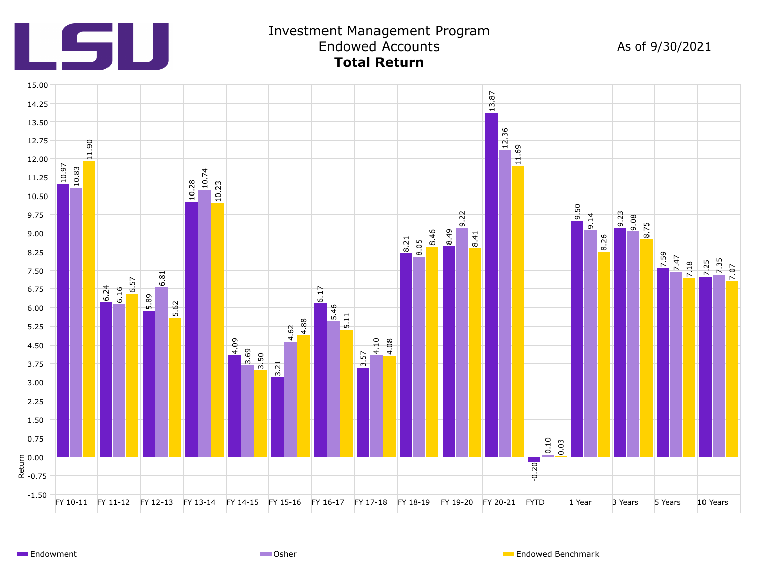LSU

# Investment Management Program
## Endowed Accounts
**Total Return**

As of 9/30/2021

15.00
14.25
13.50
12.75
12.00
11.25
10.50
9.75
9.00
8.25
7.50
6.75
6.00
5.25
4.50
3.75
3.00
2.25
1.50
0.75
0.00
-0.75
-1.50

Return

FY 10-11: 10.97, 10.83, 11.90
FY 11-12: 6.24, 6.16, 6.57
FY 12-13: 5.89, 6.81, 5.62
FY 13-14: 10.28, 10.74, 10.23
FY 14-15: 4.09, 3.69, 3.50
FY 15-16: 3.21, 4.62, 4.88
FY 16-17: 6.17, 5.46, 5.11
FY 17-18: 3.57, 4.10, 4.08
FY 18-19: 8.21, 8.05, 8.46
FY 19-20: 8.49, 9.22, 8.41
FY 20-21: 13.87, 12.36, 11.69
FYTD: -0.20, 0.10, 0.03
1 Year: 9.50, 9.14, 8.26
3 Years: 9.23, 9.08, 8.75
5 Years: 7.59, 7.47, 7.18
10 Years: 7.25, 7.35, 7.07

Endowment
Osher
Endowed Benchmark